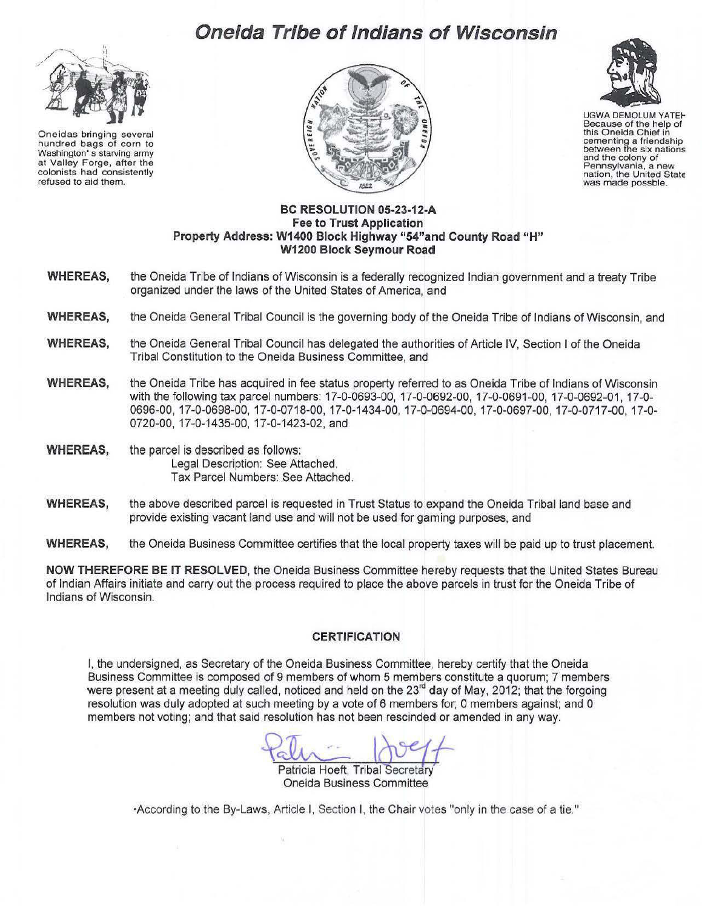# Oneida Tribe of Indians of Wisconsin

Oneidas bringing several hundred bags of corn to Washington's starving army at Valley Forge, after the colonists had consistently refused to aid them.

UGWA DEMOLUM YATEH
Because of the help of this Oneida Chief in cementing a friendship between the six nations and the colony of Pennsylvania, a new nation, the United State was made possble.

**BC RESOLUTION 05-23-12-A**
**Fee to Trust Application**
**Property Address: W1400 Block Highway "54" and County Road "H"**
**W1200 Block Seymour Road**

**WHEREAS,** the Oneida Tribe of Indians of Wisconsin is a federally recognized Indian government and a treaty Tribe organized under the laws of the United States of America, and

**WHEREAS,** the Oneida General Tribal Council is the governing body of the Oneida Tribe of Indians of Wisconsin, and

**WHEREAS,** the Oneida General Tribal Council has delegated the authorities of Article IV, Section I of the Oneida Tribal Constitution to the Oneida Business Committee, and

**WHEREAS,** the Oneida Tribe has acquired in fee status property referred to as Oneida Tribe of Indians of Wisconsin with the following tax parcel numbers: 17-0-0693-00, 17-0-0692-00, 17-0-0691-00, 17-0-0692-01, 17-0-0696-00, 17-0-0698-00, 17-0-0718-00, 17-0-1434-00, 17-0-0694-00, 17-0-0697-00, 17-0-0717-00, 17-0-0720-00, 17-0-1435-00, 17-0-1423-02, and

**WHEREAS,** the parcel is described as follows:
Legal Description: See Attached.
Tax Parcel Numbers: See Attached.

**WHEREAS,** the above described parcel is requested in Trust Status to expand the Oneida Tribal land base and provide existing vacant land use and will not be used for gaming purposes, and

**WHEREAS,** the Oneida Business Committee certifies that the local property taxes will be paid up to trust placement.

**NOW THEREFORE BE IT RESOLVED**, the Oneida Business Committee hereby requests that the United States Bureau of Indian Affairs initiate and carry out the process required to place the above parcels in trust for the Oneida Tribe of Indians of Wisconsin.

**CERTIFICATION**

I, the undersigned, as Secretary of the Oneida Business Committee, hereby certify that the Oneida Business Committee is composed of 9 members of whom 5 members constitute a quorum; 7 members were present at a meeting duly called, noticed and held on the 23rd day of May, 2012; that the forgoing resolution was duly adopted at such meeting by a vote of 6 members for; 0 members against; and 0 members not voting; and that said resolution has not been rescinded or amended in any way.

Patricia Hoeft, Tribal Secretary
Oneida Business Committee

\*According to the By-Laws, Article I, Section I, the Chair votes "only in the case of a tie."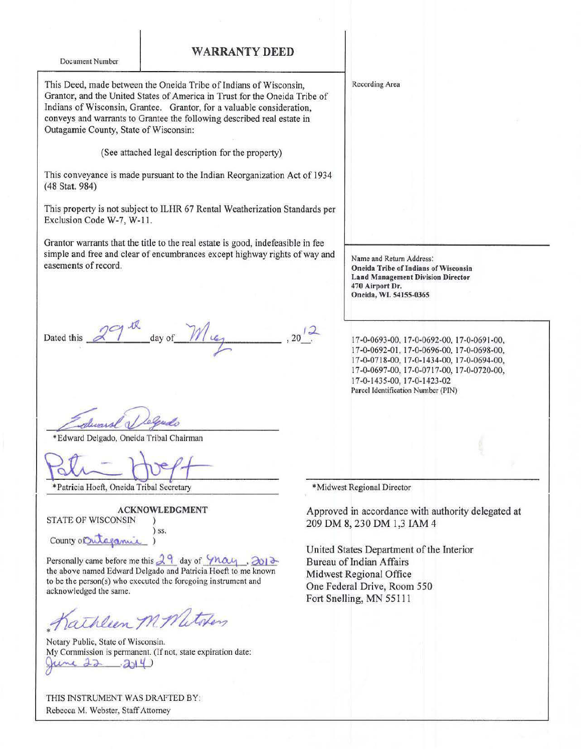Document Number

# WARRANTY DEED

This Deed, made between the Oneida Tribe of Indians of Wisconsin, Grantor, and the United States of America in Trust for the Oneida Tribe of Indians of Wisconsin, Grantee. Grantor, for a valuable consideration, conveys and warrants to Grantee the following described real estate in Outagamie County, State of Wisconsin:

(See attached legal description for the property)

This conveyance is made pursuant to the Indian Reorganization Act of 1934 (48 Stat. 984)

This property is not subject to ILHR 67 Rental Weatherization Standards per Exclusion Code W-7, W-11.

Grantor warrants that the title to the real estate is good, indefeasible in fee simple and free and clear of encumbrances except highway rights of way and easements of record.

Recording Area

Name and Return Address:
**Oneida Tribe of Indians of Wisconsin**
**Land Management Division Director**
**470 Airport Dr.**
**Oneida, WI. 54155-0365**

Dated this 29th day of May, 2012.

17-0-0693-00, 17-0-0692-00, 17-0-0691-00, 17-0-0692-01, 17-0-0696-00, 17-0-0698-00, 17-0-0718-00, 17-0-1434-00, 17-0-0694-00, 17-0-0697-00, 17-0-0717-00, 17-0-0720-00, 17-0-1435-00, 17-0-1423-02
Parcel Identification Number (PIN)

*Edward Delgado* (signature)
*Edward Delgado, Oneida Tribal Chairman

*Patricia Hoeft* (signature)
*Patricia Hoeft, Oneida Tribal Secretary

*Midwest Regional Director

Approved in accordance with authority delegated at 209 DM 8, 230 DM 1,3 IAM 4

United States Department of the Interior
Bureau of Indian Affairs
Midwest Regional Office
One Federal Drive, Room 550
Fort Snelling, MN 55111

## ACKNOWLEDGMENT

STATE OF WISCONSIN )
) ss.
County of Outagamie )

Personally came before me this 29 day of May, 2012 the above named Edward Delgado and Patricia Hoeft to me known to be the person(s) who executed the foregoing instrument and acknowledged the same.

*Kathleen M Metoxen* (signature)

Notary Public, State of Wisconsin.
My Commission is permanent. (If not, state expiration date: June 22, 2014)

THIS INSTRUMENT WAS DRAFTED BY:
Rebecca M. Webster, Staff Attorney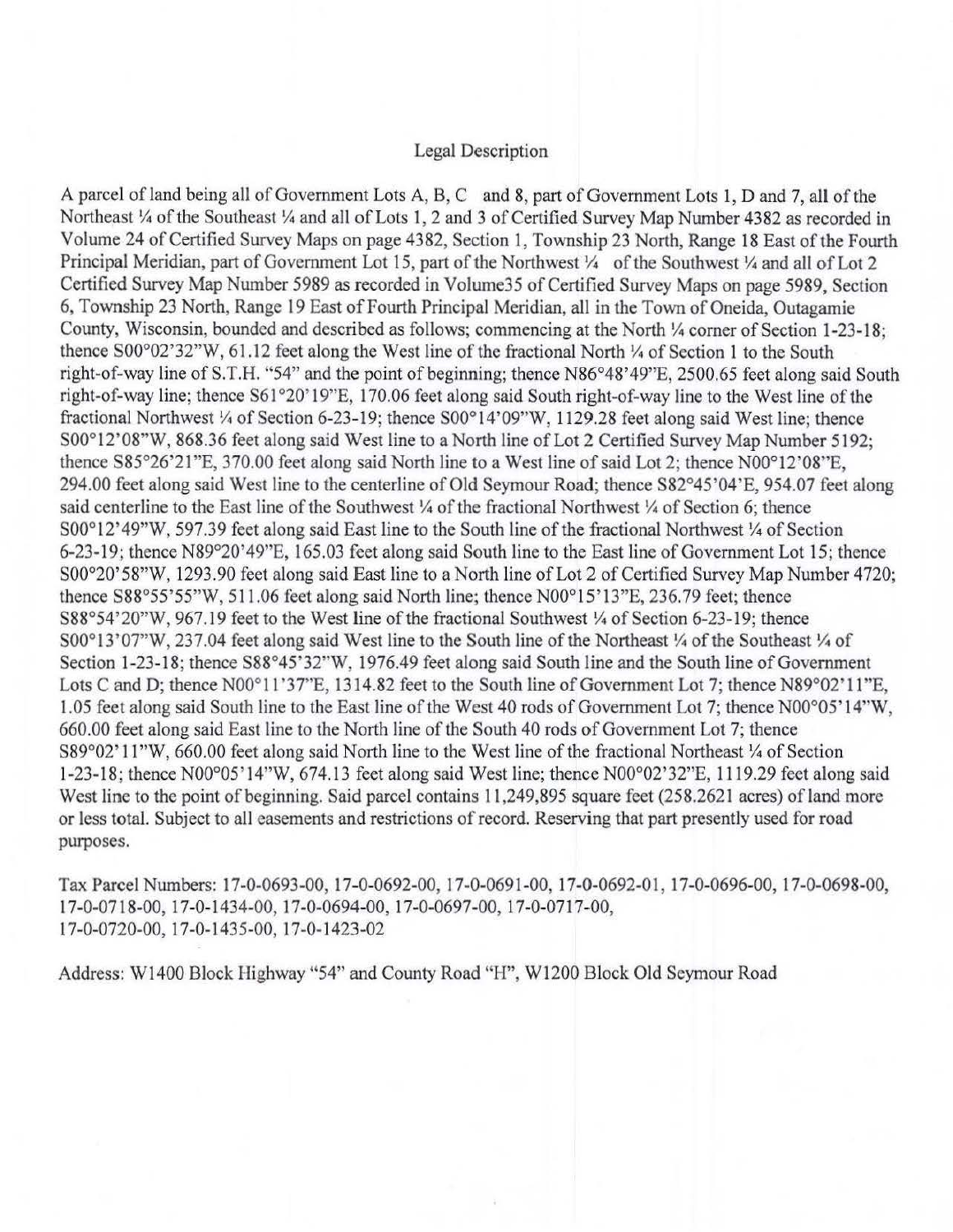# Legal Description

A parcel of land being all of Government Lots A, B, C and 8, part of Government Lots 1, D and 7, all of the Northeast ¼ of the Southeast ¼ and all of Lots 1, 2 and 3 of Certified Survey Map Number 4382 as recorded in Volume 24 of Certified Survey Maps on page 4382, Section 1, Township 23 North, Range 18 East of the Fourth Principal Meridian, part of Government Lot 15, part of the Northwest ¼ of the Southwest ¼ and all of Lot 2 Certified Survey Map Number 5989 as recorded in Volume35 of Certified Survey Maps on page 5989, Section 6, Township 23 North, Range 19 East of Fourth Principal Meridian, all in the Town of Oneida, Outagamie County, Wisconsin, bounded and described as follows; commencing at the North ¼ corner of Section 1-23-18; thence S00°02'32"W, 61.12 feet along the West line of the fractional North ¼ of Section 1 to the South right-of-way line of S.T.H. "54" and the point of beginning; thence N86°48'49"E, 2500.65 feet along said South right-of-way line; thence S61°20'19"E, 170.06 feet along said South right-of-way line to the West line of the fractional Northwest ¼ of Section 6-23-19; thence S00°14'09"W, 1129.28 feet along said West line; thence S00°12'08"W, 868.36 feet along said West line to a North line of Lot 2 Certified Survey Map Number 5192; thence S85°26'21"E, 370.00 feet along said North line to a West line of said Lot 2; thence N00°12'08"E, 294.00 feet along said West line to the centerline of Old Seymour Road; thence S82°45'04'E, 954.07 feet along said centerline to the East line of the Southwest ¼ of the fractional Northwest ¼ of Section 6; thence S00°12'49"W, 597.39 feet along said East line to the South line of the fractional Northwest ¼ of Section 6-23-19; thence N89°20'49"E, 165.03 feet along said South line to the East line of Government Lot 15; thence S00°20'58"W, 1293.90 feet along said East line to a North line of Lot 2 of Certified Survey Map Number 4720; thence S88°55'55"W, 511.06 feet along said North line; thence N00°15'13"E, 236.79 feet; thence S88°54'20"W, 967.19 feet to the West line of the fractional Southwest ¼ of Section 6-23-19; thence S00°13'07"W, 237.04 feet along said West line to the South line of the Northeast ¼ of the Southeast ¼ of Section 1-23-18; thence S88°45'32"W, 1976.49 feet along said South line and the South line of Government Lots C and D; thence N00°11'37"E, 1314.82 feet to the South line of Government Lot 7; thence N89°02'11"E, 1.05 feet along said South line to the East line of the West 40 rods of Government Lot 7; thence N00°05'14"W, 660.00 feet along said East line to the North line of the South 40 rods of Government Lot 7; thence S89°02'11"W, 660.00 feet along said North line to the West line of the fractional Northeast ¼ of Section 1-23-18; thence N00°05'14"W, 674.13 feet along said West line; thence N00°02'32"E, 1119.29 feet along said West line to the point of beginning. Said parcel contains 11,249,895 square feet (258.2621 acres) of land more or less total. Subject to all easements and restrictions of record. Reserving that part presently used for road purposes.

Tax Parcel Numbers: 17-0-0693-00, 17-0-0692-00, 17-0-0691-00, 17-0-0692-01, 17-0-0696-00, 17-0-0698-00, 17-0-0718-00, 17-0-1434-00, 17-0-0694-00, 17-0-0697-00, 17-0-0717-00, 17-0-0720-00, 17-0-1435-00, 17-0-1423-02

Address: W1400 Block Highway "54" and County Road "H", W1200 Block Old Seymour Road